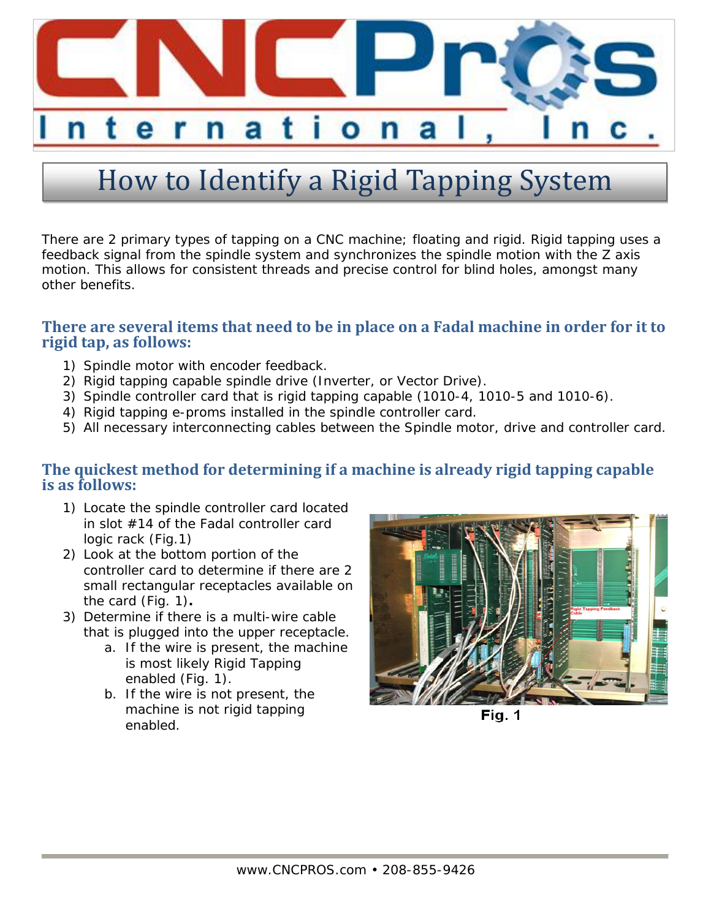# How to Identify a Rigid Tapping System

There are 2 primary types of tapping on a CNC machine; floating and rigid. Rigid tapping uses a feedback signal from the spindle system and synchronizes the spindle motion with the Z axis motion. This allows for consistent threads and precise control for blind holes, amongst many other benefits.

## There are several items that need to be in place on a Fadal machine in order for it to rigid tap, as follows:

1) Spindle motor with encoder feedback.
2) Rigid tapping capable spindle drive (Inverter, or Vector Drive).
3) Spindle controller card that is rigid tapping capable (1010-4, 1010-5 and 1010-6).
4) Rigid tapping e-proms installed in the spindle controller card.
5) All necessary interconnecting cables between the Spindle motor, drive and controller card.

## The quickest method for determining if a machine is already rigid tapping capable is as follows:

1) Locate the spindle controller card located in slot #14 of the Fadal controller card logic rack (Fig.1)
2) Look at the bottom portion of the controller card to determine if there are 2 small rectangular receptacles available on the card (Fig. 1).
3) Determine if there is a multi-wire cable that is plugged into the upper receptacle.
   a. If the wire is present, the machine is most likely Rigid Tapping enabled (Fig. 1).
   b. If the wire is not present, the machine is not rigid tapping enabled.

Fig. 1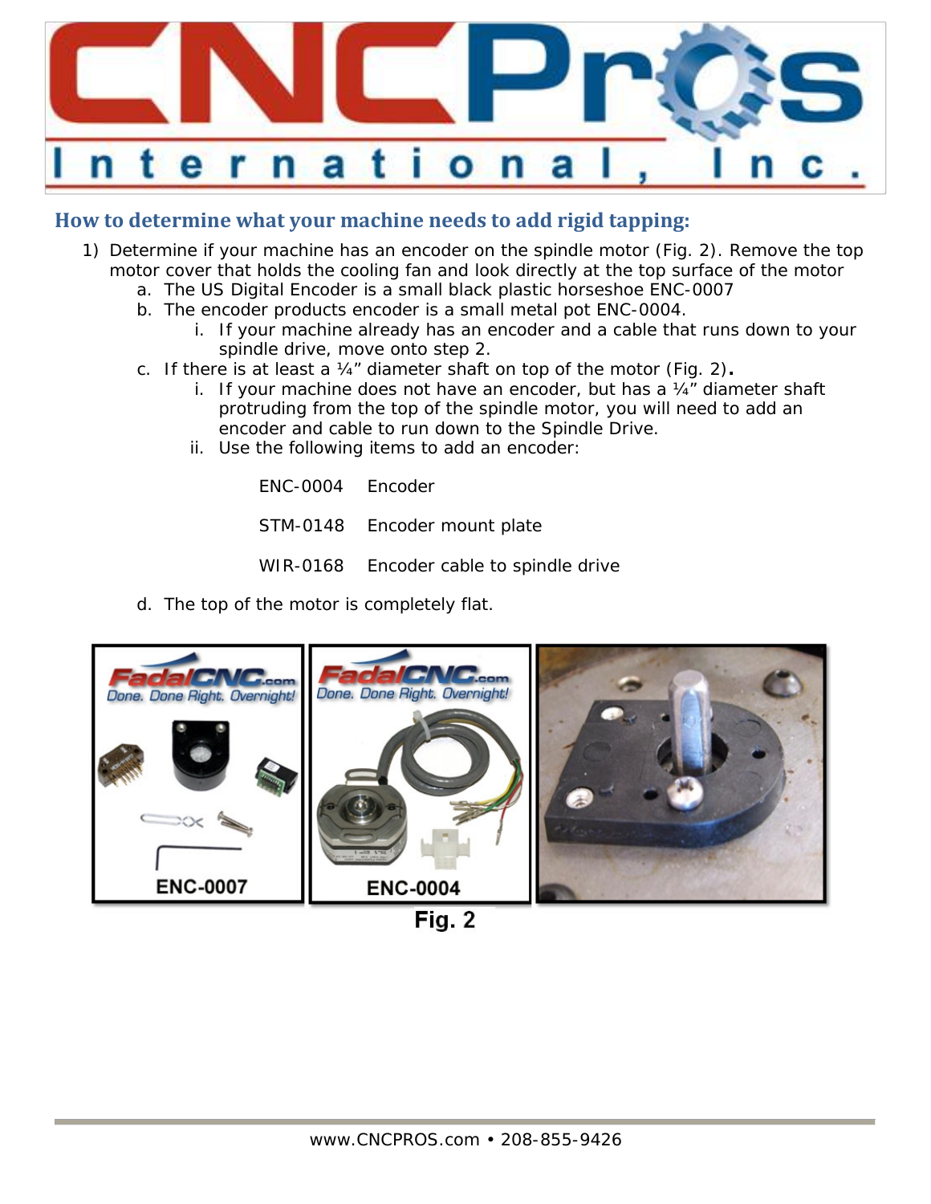## How to determine what your machine needs to add rigid tapping:

1) Determine if your machine has an encoder on the spindle motor (Fig. 2). Remove the top motor cover that holds the cooling fan and look directly at the top surface of the motor
   a. The US Digital Encoder is a small black plastic horseshoe ENC-0007
   b. The encoder products encoder is a small metal pot ENC-0004.
      i. If your machine already has an encoder and a cable that runs down to your spindle drive, move onto step 2.
   c. If there is at least a ¼" diameter shaft on top of the motor (Fig. 2).
      i. If your machine does not have an encoder, but has a ¼" diameter shaft protruding from the top of the spindle motor, you will need to add an encoder and cable to run down to the Spindle Drive.
      ii. Use the following items to add an encoder:

| | |
|---|---|
| ENC-0004 | Encoder |
| STM-0148 | Encoder mount plate |
| WIR-0168 | Encoder cable to spindle drive |

   d. The top of the motor is completely flat.

ENC-0007 ENC-0004

Fig. 2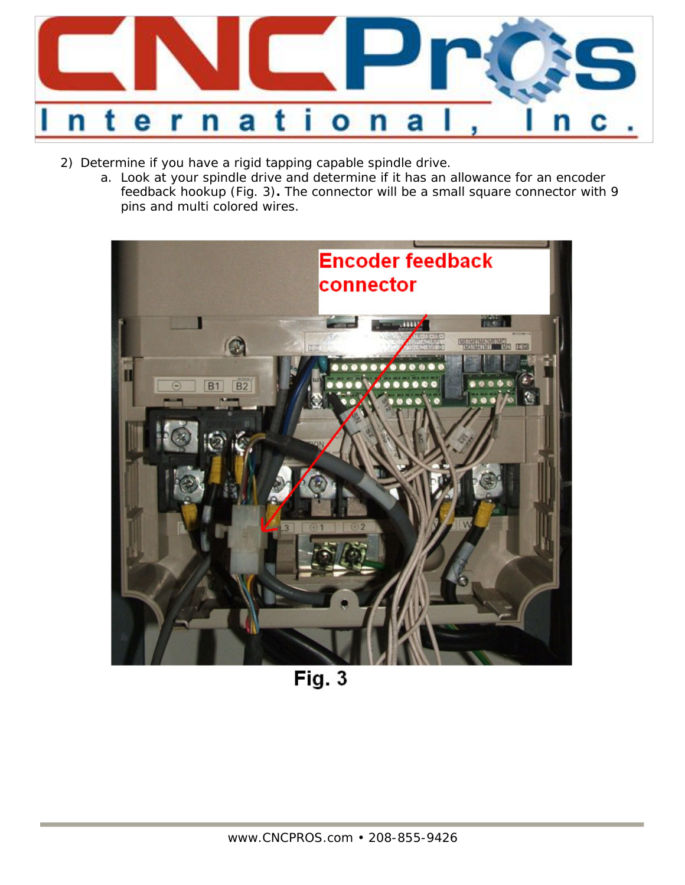2) Determine if you have a rigid tapping capable spindle drive.
   a. Look at your spindle drive and determine if it has an allowance for an encoder feedback hookup (Fig. 3). The connector will be a small square connector with 9 pins and multi colored wires.

Fig. 3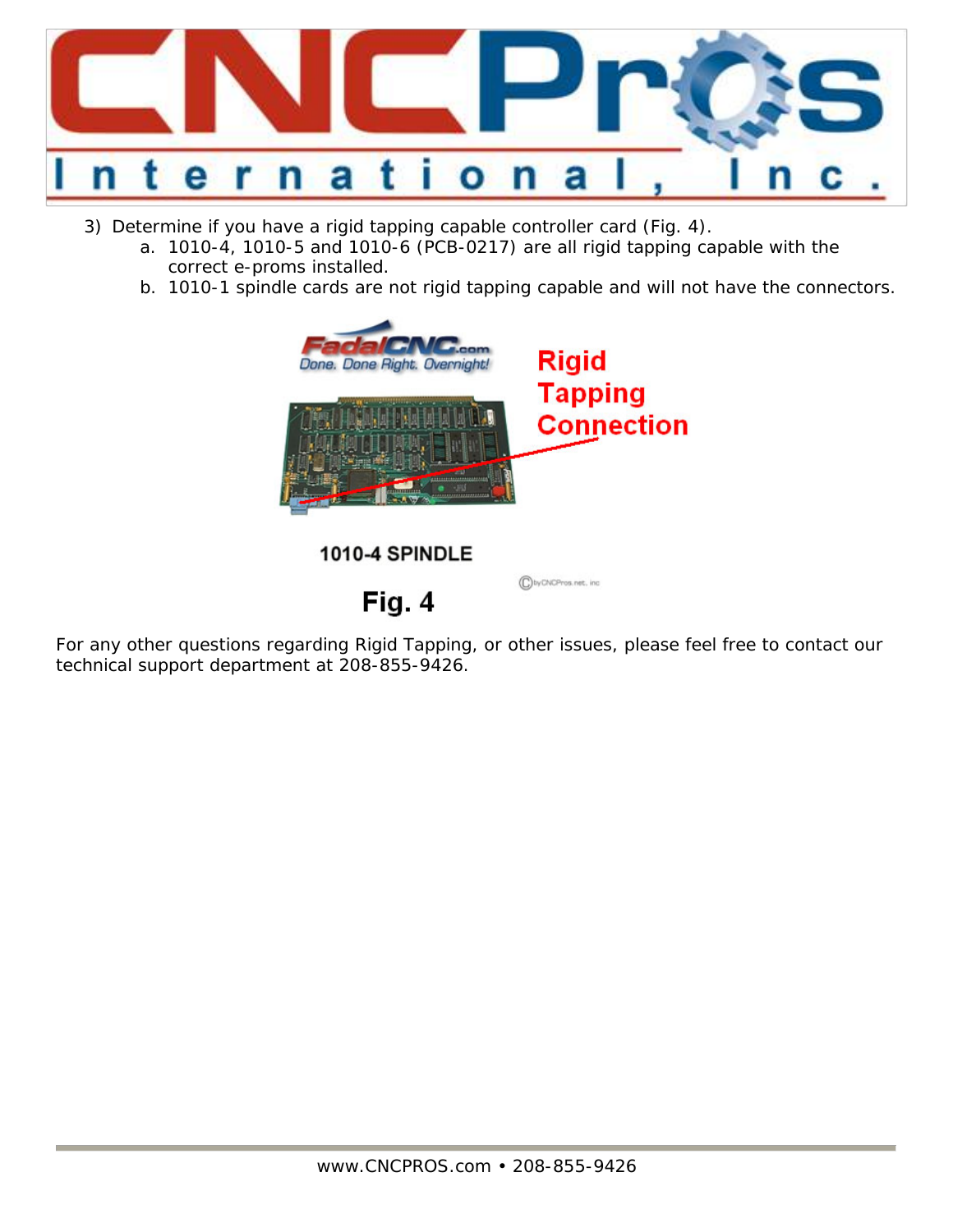3) Determine if you have a rigid tapping capable controller card (Fig. 4).
   a. 1010-4, 1010-5 and 1010-6 (PCB-0217) are all rigid tapping capable with the correct e-proms installed.
   b. 1010-1 spindle cards are not rigid tapping capable and will not have the connectors.

Rigid Tapping Connection

1010-4 SPINDLE

Fig. 4

For any other questions regarding Rigid Tapping, or other issues, please feel free to contact our technical support department at 208-855-9426.